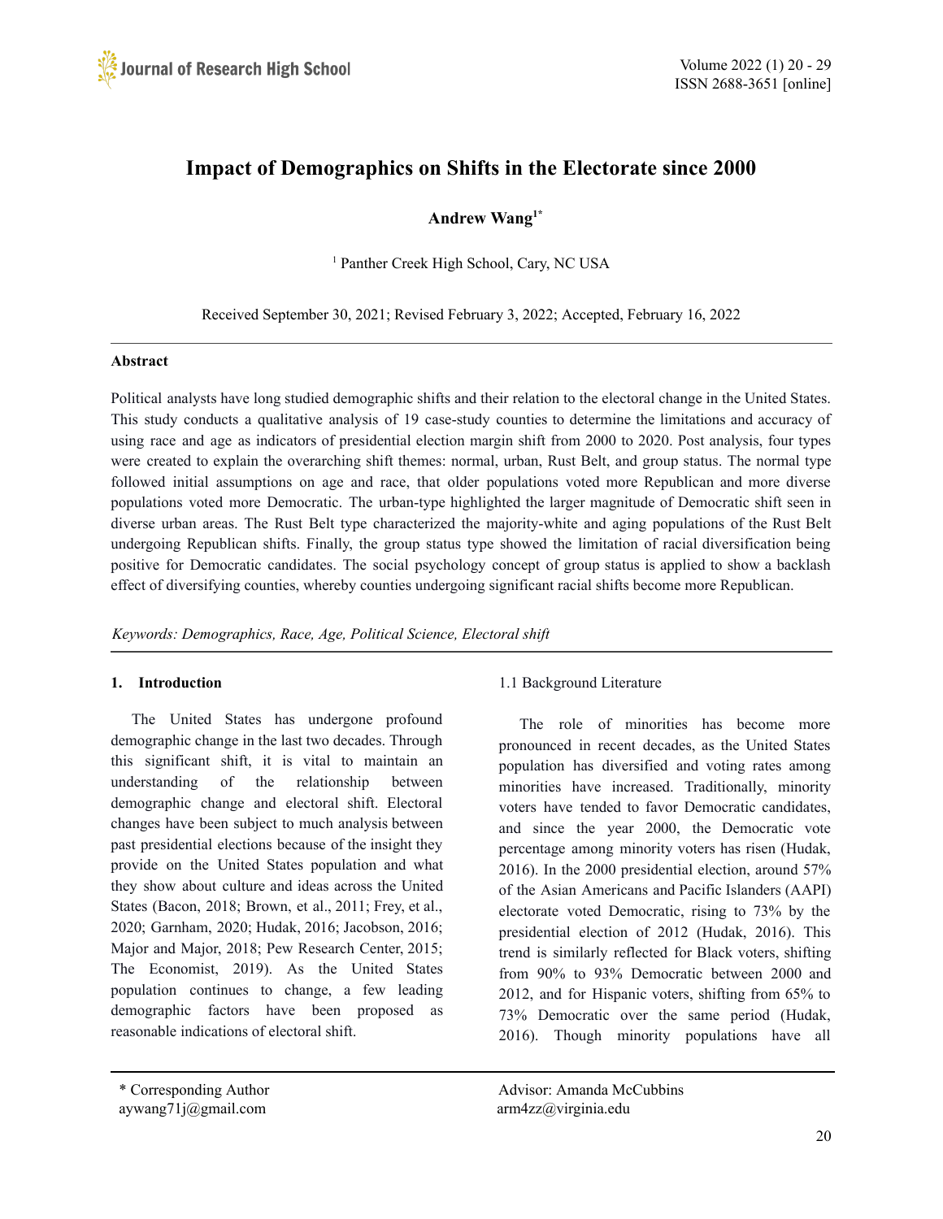# Impact of Demographics on Shifts in the Electorate since 2000

**Andrew Wang[1*]**

[1] Panther Creek High School, Cary, NC USA

Received September 30, 2021; Revised February 3, 2022; Accepted, February 16, 2022

## Abstract

Political analysts have long studied demographic shifts and their relation to the electoral change in the United States. This study conducts a qualitative analysis of 19 case-study counties to determine the limitations and accuracy of using race and age as indicators of presidential election margin shift from 2000 to 2020. Post analysis, four types were created to explain the overarching shift themes: normal, urban, Rust Belt, and group status. The normal type followed initial assumptions on age and race, that older populations voted more Republican and more diverse populations voted more Democratic. The urban-type highlighted the larger magnitude of Democratic shift seen in diverse urban areas. The Rust Belt type characterized the majority-white and aging populations of the Rust Belt undergoing Republican shifts. Finally, the group status type showed the limitation of racial diversification being positive for Democratic candidates. The social psychology concept of group status is applied to show a backlash effect of diversifying counties, whereby counties undergoing significant racial shifts become more Republican.

*Keywords: Demographics, Race, Age, Political Science, Electoral shift*

## 1. Introduction

The United States has undergone profound demographic change in the last two decades. Through this significant shift, it is vital to maintain an understanding of the relationship between demographic change and electoral shift. Electoral changes have been subject to much analysis between past presidential elections because of the insight they provide on the United States population and what they show about culture and ideas across the United States (Bacon, 2018; Brown, et al., 2011; Frey, et al., 2020; Garnham, 2020; Hudak, 2016; Jacobson, 2016; Major and Major, 2018; Pew Research Center, 2015; The Economist, 2019). As the United States population continues to change, a few leading demographic factors have been proposed as reasonable indications of electoral shift.

### 1.1 Background Literature

The role of minorities has become more pronounced in recent decades, as the United States population has diversified and voting rates among minorities have increased. Traditionally, minority voters have tended to favor Democratic candidates, and since the year 2000, the Democratic vote percentage among minority voters has risen (Hudak, 2016). In the 2000 presidential election, around 57% of the Asian Americans and Pacific Islanders (AAPI) electorate voted Democratic, rising to 73% by the presidential election of 2012 (Hudak, 2016). This trend is similarly reflected for Black voters, shifting from 90% to 93% Democratic between 2000 and 2012, and for Hispanic voters, shifting from 65% to 73% Democratic over the same period (Hudak, 2016). Though minority populations have all

\* Corresponding Author
aywang71j@gmail.com

Advisor: Amanda McCubbins
arm4zz@virginia.edu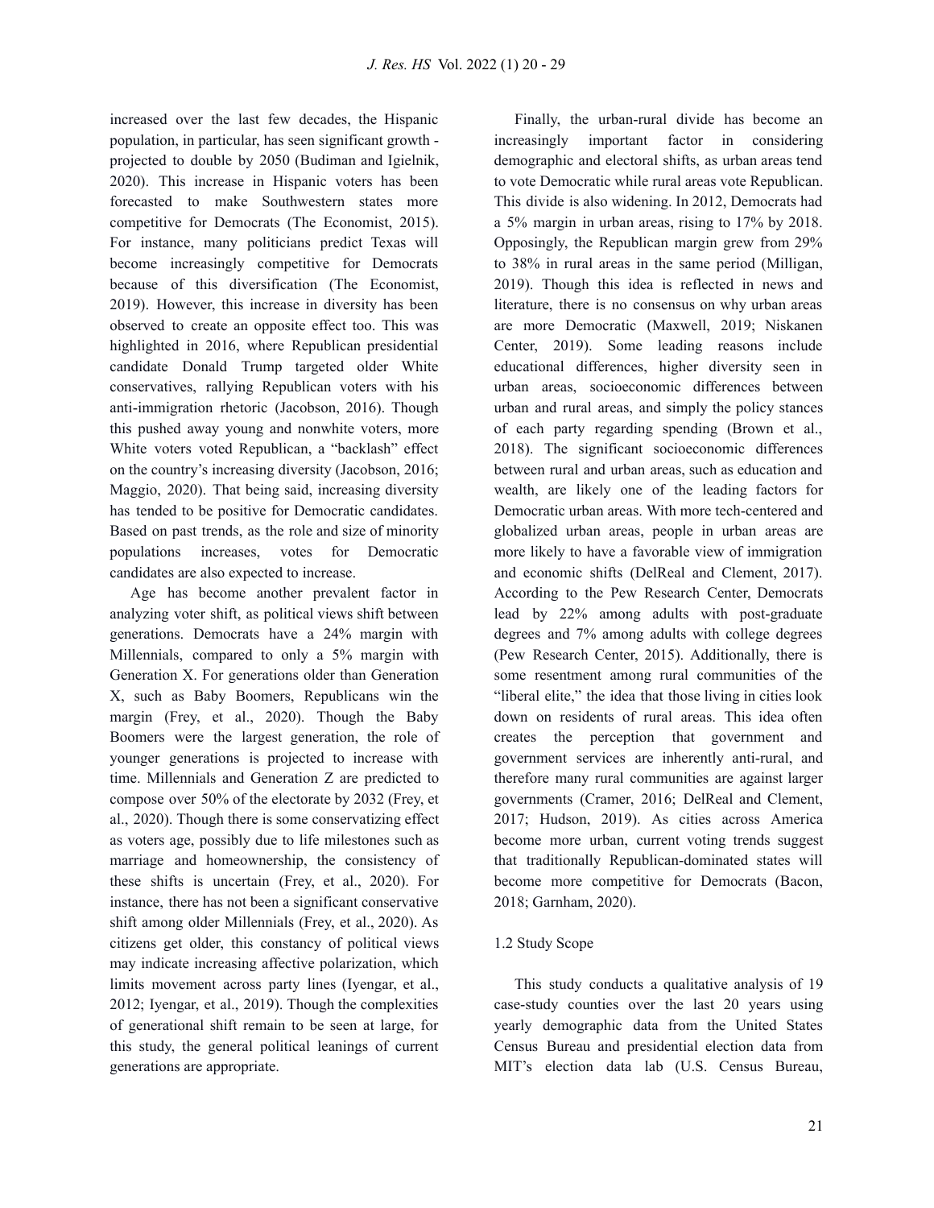increased over the last few decades, the Hispanic population, in particular, has seen significant growth - projected to double by 2050 (Budiman and Igielnik, 2020). This increase in Hispanic voters has been forecasted to make Southwestern states more competitive for Democrats (The Economist, 2015). For instance, many politicians predict Texas will become increasingly competitive for Democrats because of this diversification (The Economist, 2019). However, this increase in diversity has been observed to create an opposite effect too. This was highlighted in 2016, where Republican presidential candidate Donald Trump targeted older White conservatives, rallying Republican voters with his anti-immigration rhetoric (Jacobson, 2016). Though this pushed away young and nonwhite voters, more White voters voted Republican, a "backlash" effect on the country's increasing diversity (Jacobson, 2016; Maggio, 2020). That being said, increasing diversity has tended to be positive for Democratic candidates. Based on past trends, as the role and size of minority populations increases, votes for Democratic candidates are also expected to increase.

Age has become another prevalent factor in analyzing voter shift, as political views shift between generations. Democrats have a 24% margin with Millennials, compared to only a 5% margin with Generation X. For generations older than Generation X, such as Baby Boomers, Republicans win the margin (Frey, et al., 2020). Though the Baby Boomers were the largest generation, the role of younger generations is projected to increase with time. Millennials and Generation Z are predicted to compose over 50% of the electorate by 2032 (Frey, et al., 2020). Though there is some conservatizing effect as voters age, possibly due to life milestones such as marriage and homeownership, the consistency of these shifts is uncertain (Frey, et al., 2020). For instance, there has not been a significant conservative shift among older Millennials (Frey, et al., 2020). As citizens get older, this constancy of political views may indicate increasing affective polarization, which limits movement across party lines (Iyengar, et al., 2012; Iyengar, et al., 2019). Though the complexities of generational shift remain to be seen at large, for this study, the general political leanings of current generations are appropriate.

Finally, the urban-rural divide has become an increasingly important factor in considering demographic and electoral shifts, as urban areas tend to vote Democratic while rural areas vote Republican. This divide is also widening. In 2012, Democrats had a 5% margin in urban areas, rising to 17% by 2018. Opposingly, the Republican margin grew from 29% to 38% in rural areas in the same period (Milligan, 2019). Though this idea is reflected in news and literature, there is no consensus on why urban areas are more Democratic (Maxwell, 2019; Niskanen Center, 2019). Some leading reasons include educational differences, higher diversity seen in urban areas, socioeconomic differences between urban and rural areas, and simply the policy stances of each party regarding spending (Brown et al., 2018). The significant socioeconomic differences between rural and urban areas, such as education and wealth, are likely one of the leading factors for Democratic urban areas. With more tech-centered and globalized urban areas, people in urban areas are more likely to have a favorable view of immigration and economic shifts (DelReal and Clement, 2017). According to the Pew Research Center, Democrats lead by 22% among adults with post-graduate degrees and 7% among adults with college degrees (Pew Research Center, 2015). Additionally, there is some resentment among rural communities of the "liberal elite," the idea that those living in cities look down on residents of rural areas. This idea often creates the perception that government and government services are inherently anti-rural, and therefore many rural communities are against larger governments (Cramer, 2016; DelReal and Clement, 2017; Hudson, 2019). As cities across America become more urban, current voting trends suggest that traditionally Republican-dominated states will become more competitive for Democrats (Bacon, 2018; Garnham, 2020).

## 1.2 Study Scope

This study conducts a qualitative analysis of 19 case-study counties over the last 20 years using yearly demographic data from the United States Census Bureau and presidential election data from MIT's election data lab (U.S. Census Bureau,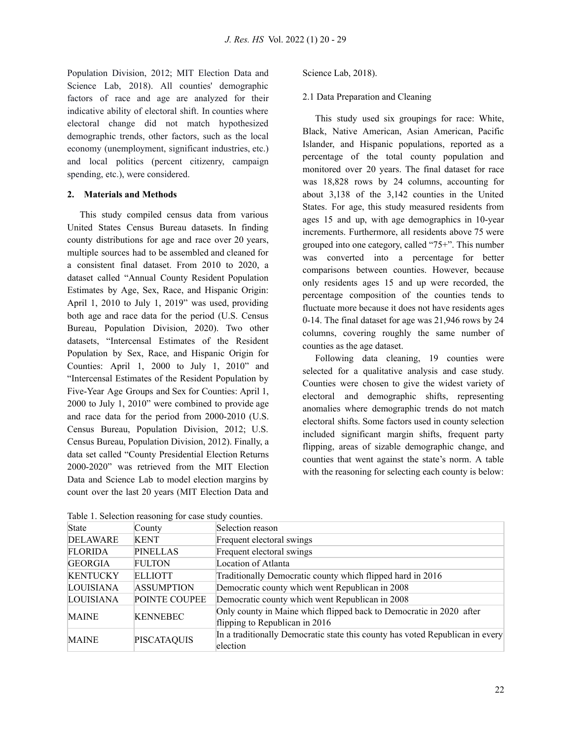Population Division, 2012; MIT Election Data and Science Lab, 2018). All counties' demographic factors of race and age are analyzed for their indicative ability of electoral shift. In counties where electoral change did not match hypothesized demographic trends, other factors, such as the local economy (unemployment, significant industries, etc.) and local politics (percent citizenry, campaign spending, etc.), were considered.

## 2. Materials and Methods

This study compiled census data from various United States Census Bureau datasets. In finding county distributions for age and race over 20 years, multiple sources had to be assembled and cleaned for a consistent final dataset. From 2010 to 2020, a dataset called "Annual County Resident Population Estimates by Age, Sex, Race, and Hispanic Origin: April 1, 2010 to July 1, 2019" was used, providing both age and race data for the period (U.S. Census Bureau, Population Division, 2020). Two other datasets, "Intercensal Estimates of the Resident Population by Sex, Race, and Hispanic Origin for Counties: April 1, 2000 to July 1, 2010" and "Intercensal Estimates of the Resident Population by Five-Year Age Groups and Sex for Counties: April 1, 2000 to July 1, 2010" were combined to provide age and race data for the period from 2000-2010 (U.S. Census Bureau, Population Division, 2012; U.S. Census Bureau, Population Division, 2012). Finally, a data set called "County Presidential Election Returns 2000-2020" was retrieved from the MIT Election Data and Science Lab to model election margins by count over the last 20 years (MIT Election Data and Science Lab, 2018).

### 2.1 Data Preparation and Cleaning

This study used six groupings for race: White, Black, Native American, Asian American, Pacific Islander, and Hispanic populations, reported as a percentage of the total county population and monitored over 20 years. The final dataset for race was 18,828 rows by 24 columns, accounting for about 3,138 of the 3,142 counties in the United States. For age, this study measured residents from ages 15 and up, with age demographics in 10-year increments. Furthermore, all residents above 75 were grouped into one category, called "75+". This number was converted into a percentage for better comparisons between counties. However, because only residents ages 15 and up were recorded, the percentage composition of the counties tends to fluctuate more because it does not have residents ages 0-14. The final dataset for age was 21,946 rows by 24 columns, covering roughly the same number of counties as the age dataset.

Following data cleaning, 19 counties were selected for a qualitative analysis and case study. Counties were chosen to give the widest variety of electoral and demographic shifts, representing anomalies where demographic trends do not match electoral shifts. Some factors used in county selection included significant margin shifts, frequent party flipping, areas of sizable demographic change, and counties that went against the state's norm. A table with the reasoning for selecting each county is below:

Table 1. Selection reasoning for case study counties.

| State | County | Selection reason |
|---|---|---|
| DELAWARE | KENT | Frequent electoral swings |
| FLORIDA | PINELLAS | Frequent electoral swings |
| GEORGIA | FULTON | Location of Atlanta |
| KENTUCKY | ELLIOTT | Traditionally Democratic county which flipped hard in 2016 |
| LOUISIANA | ASSUMPTION | Democratic county which went Republican in 2008 |
| LOUISIANA | POINTE COUPEE | Democratic county which went Republican in 2008 |
| MAINE | KENNEBEC | Only county in Maine which flipped back to Democratic in 2020 after flipping to Republican in 2016 |
| MAINE | PISCATAQUIS | In a traditionally Democratic state this county has voted Republican in every election |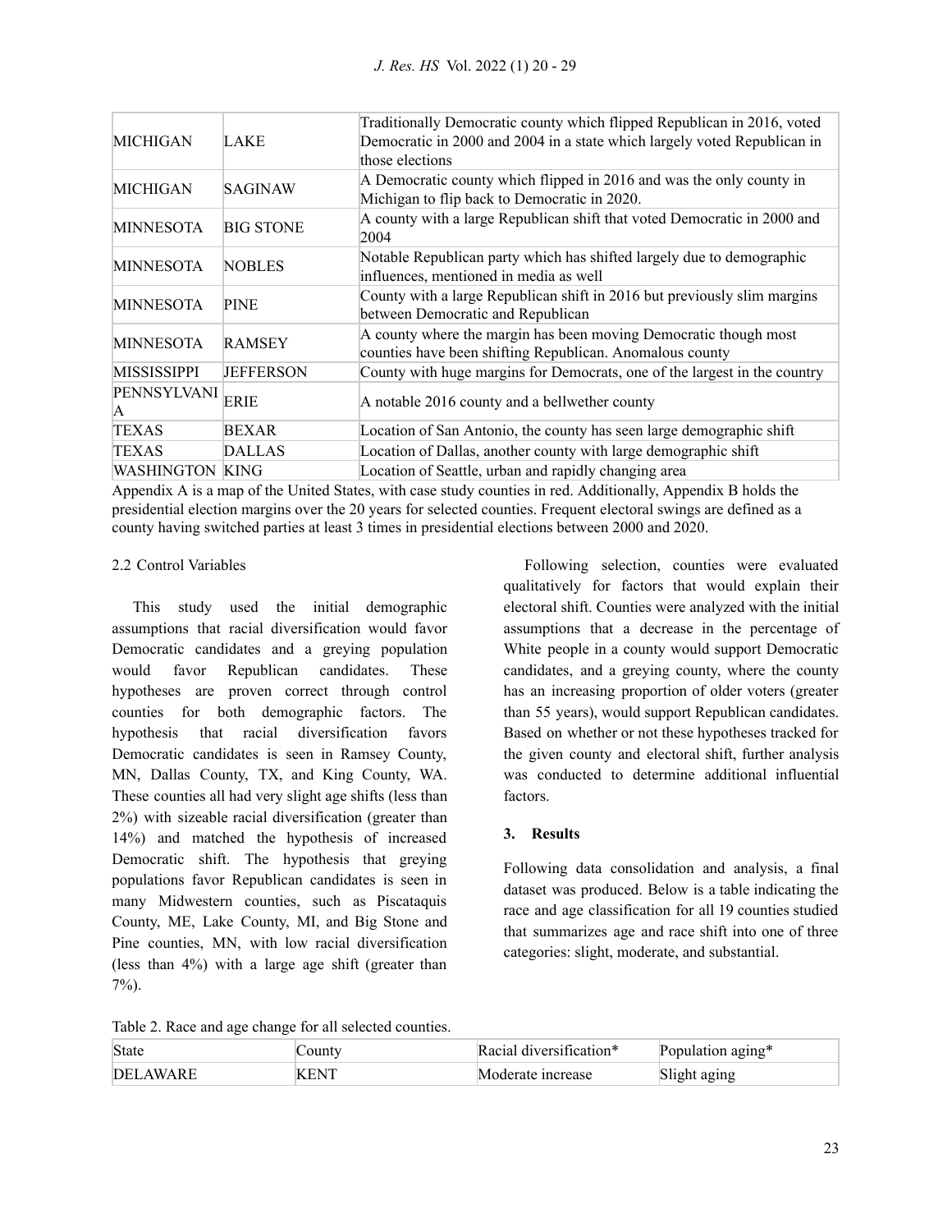| | | |
|---|---|---|
| MICHIGAN | LAKE | Traditionally Democratic county which flipped Republican in 2016, voted Democratic in 2000 and 2004 in a state which largely voted Republican in those elections |
| MICHIGAN | SAGINAW | A Democratic county which flipped in 2016 and was the only county in Michigan to flip back to Democratic in 2020. |
| MINNESOTA | BIG STONE | A county with a large Republican shift that voted Democratic in 2000 and 2004 |
| MINNESOTA | NOBLES | Notable Republican party which has shifted largely due to demographic influences, mentioned in media as well |
| MINNESOTA | PINE | County with a large Republican shift in 2016 but previously slim margins between Democratic and Republican |
| MINNESOTA | RAMSEY | A county where the margin has been moving Democratic though most counties have been shifting Republican. Anomalous county |
| MISSISSIPPI | JEFFERSON | County with huge margins for Democrats, one of the largest in the country |
| PENNSYLVANIA | ERIE | A notable 2016 county and a bellwether county |
| TEXAS | BEXAR | Location of San Antonio, the county has seen large demographic shift |
| TEXAS | DALLAS | Location of Dallas, another county with large demographic shift |
| WASHINGTON | KING | Location of Seattle, urban and rapidly changing area |

Appendix A is a map of the United States, with case study counties in red. Additionally, Appendix B holds the presidential election margins over the 20 years for selected counties. Frequent electoral swings are defined as a county having switched parties at least 3 times in presidential elections between 2000 and 2020.

2.2 Control Variables

This study used the initial demographic assumptions that racial diversification would favor Democratic candidates and a greying population would favor Republican candidates. These hypotheses are proven correct through control counties for both demographic factors. The hypothesis that racial diversification favors Democratic candidates is seen in Ramsey County, MN, Dallas County, TX, and King County, WA. These counties all had very slight age shifts (less than 2%) with sizeable racial diversification (greater than 14%) and matched the hypothesis of increased Democratic shift. The hypothesis that greying populations favor Republican candidates is seen in many Midwestern counties, such as Piscataquis County, ME, Lake County, MI, and Big Stone and Pine counties, MN, with low racial diversification (less than 4%) with a large age shift (greater than 7%).

Following selection, counties were evaluated qualitatively for factors that would explain their electoral shift. Counties were analyzed with the initial assumptions that a decrease in the percentage of White people in a county would support Democratic candidates, and a greying county, where the county has an increasing proportion of older voters (greater than 55 years), would support Republican candidates. Based on whether or not these hypotheses tracked for the given county and electoral shift, further analysis was conducted to determine additional influential factors.

## 3. Results

Following data consolidation and analysis, a final dataset was produced. Below is a table indicating the race and age classification for all 19 counties studied that summarizes age and race shift into one of three categories: slight, moderate, and substantial.

Table 2. Race and age change for all selected counties.

| State | County | Racial diversification* | Population aging* |
|---|---|---|---|
| DELAWARE | KENT | Moderate increase | Slight aging |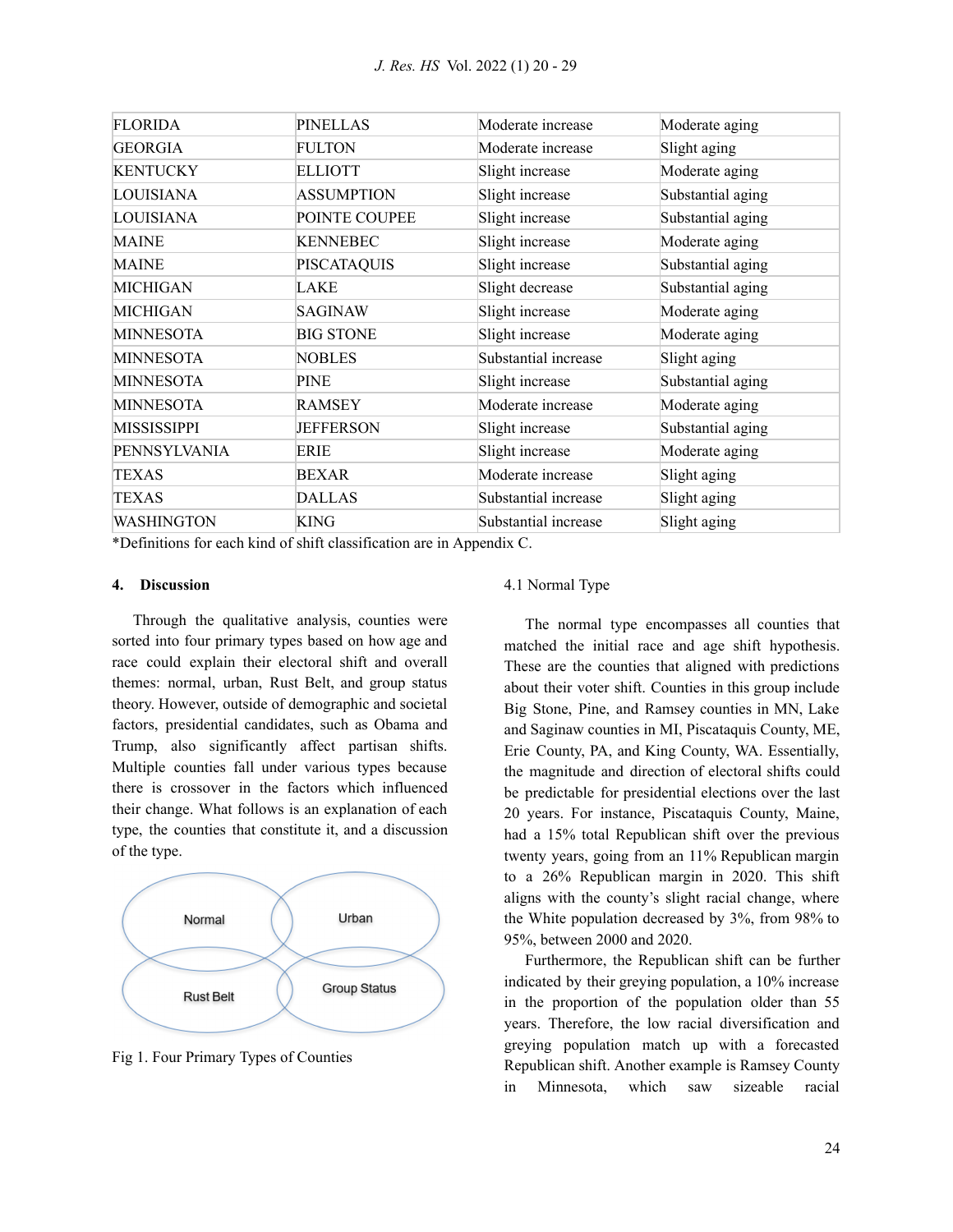| FLORIDA | PINELLAS | Moderate increase | Moderate aging |
|---|---|---|---|
| GEORGIA | FULTON | Moderate increase | Slight aging |
| KENTUCKY | ELLIOTT | Slight increase | Moderate aging |
| LOUISIANA | ASSUMPTION | Slight increase | Substantial aging |
| LOUISIANA | POINTE COUPEE | Slight increase | Substantial aging |
| MAINE | KENNEBEC | Slight increase | Moderate aging |
| MAINE | PISCATAQUIS | Slight increase | Substantial aging |
| MICHIGAN | LAKE | Slight decrease | Substantial aging |
| MICHIGAN | SAGINAW | Slight increase | Moderate aging |
| MINNESOTA | BIG STONE | Slight increase | Moderate aging |
| MINNESOTA | NOBLES | Substantial increase | Slight aging |
| MINNESOTA | PINE | Slight increase | Substantial aging |
| MINNESOTA | RAMSEY | Moderate increase | Moderate aging |
| MISSISSIPPI | JEFFERSON | Slight increase | Substantial aging |
| PENNSYLVANIA | ERIE | Slight increase | Moderate aging |
| TEXAS | BEXAR | Moderate increase | Slight aging |
| TEXAS | DALLAS | Substantial increase | Slight aging |
| WASHINGTON | KING | Substantial increase | Slight aging |

*Definitions for each kind of shift classification are in Appendix C.

## 4. Discussion

Through the qualitative analysis, counties were sorted into four primary types based on how age and race could explain their electoral shift and overall themes: normal, urban, Rust Belt, and group status theory. However, outside of demographic and societal factors, presidential candidates, such as Obama and Trump, also significantly affect partisan shifts. Multiple counties fall under various types because there is crossover in the factors which influenced their change. What follows is an explanation of each type, the counties that constitute it, and a discussion of the type.

Normal | Urban | Rust Belt | Group Status

Fig 1. Four Primary Types of Counties

### 4.1 Normal Type

The normal type encompasses all counties that matched the initial race and age shift hypothesis. These are the counties that aligned with predictions about their voter shift. Counties in this group include Big Stone, Pine, and Ramsey counties in MN, Lake and Saginaw counties in MI, Piscataquis County, ME, Erie County, PA, and King County, WA. Essentially, the magnitude and direction of electoral shifts could be predictable for presidential elections over the last 20 years. For instance, Piscataquis County, Maine, had a 15% total Republican shift over the previous twenty years, going from an 11% Republican margin to a 26% Republican margin in 2020. This shift aligns with the county's slight racial change, where the White population decreased by 3%, from 98% to 95%, between 2000 and 2020.

Furthermore, the Republican shift can be further indicated by their greying population, a 10% increase in the proportion of the population older than 55 years. Therefore, the low racial diversification and greying population match up with a forecasted Republican shift. Another example is Ramsey County in Minnesota, which saw sizeable racial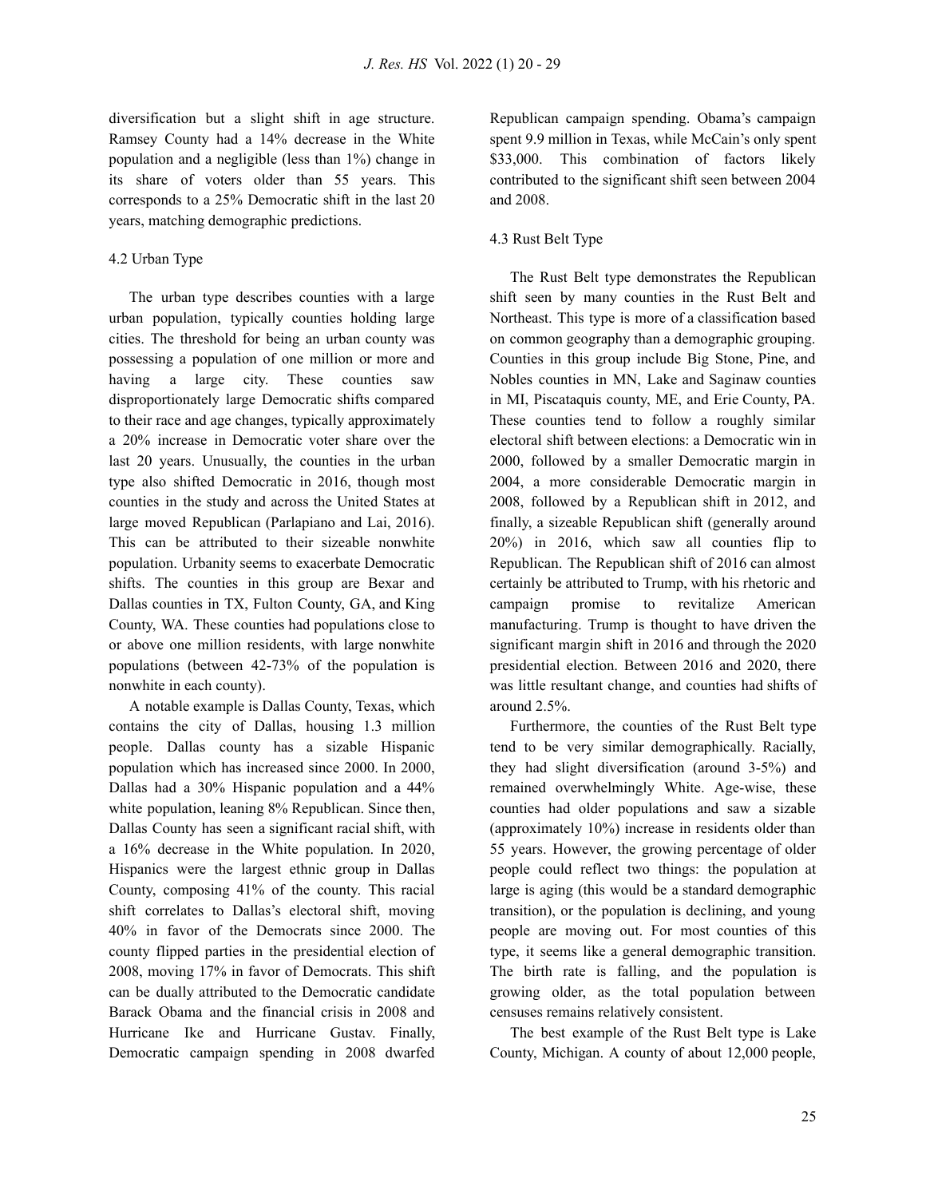diversification but a slight shift in age structure. Ramsey County had a 14% decrease in the White population and a negligible (less than 1%) change in its share of voters older than 55 years. This corresponds to a 25% Democratic shift in the last 20 years, matching demographic predictions.

### 4.2 Urban Type

The urban type describes counties with a large urban population, typically counties holding large cities. The threshold for being an urban county was possessing a population of one million or more and having a large city. These counties saw disproportionately large Democratic shifts compared to their race and age changes, typically approximately a 20% increase in Democratic voter share over the last 20 years. Unusually, the counties in the urban type also shifted Democratic in 2016, though most counties in the study and across the United States at large moved Republican (Parlapiano and Lai, 2016). This can be attributed to their sizeable nonwhite population. Urbanity seems to exacerbate Democratic shifts. The counties in this group are Bexar and Dallas counties in TX, Fulton County, GA, and King County, WA. These counties had populations close to or above one million residents, with large nonwhite populations (between 42-73% of the population is nonwhite in each county).

A notable example is Dallas County, Texas, which contains the city of Dallas, housing 1.3 million people. Dallas county has a sizable Hispanic population which has increased since 2000. In 2000, Dallas had a 30% Hispanic population and a 44% white population, leaning 8% Republican. Since then, Dallas County has seen a significant racial shift, with a 16% decrease in the White population. In 2020, Hispanics were the largest ethnic group in Dallas County, composing 41% of the county. This racial shift correlates to Dallas's electoral shift, moving 40% in favor of the Democrats since 2000. The county flipped parties in the presidential election of 2008, moving 17% in favor of Democrats. This shift can be dually attributed to the Democratic candidate Barack Obama and the financial crisis in 2008 and Hurricane Ike and Hurricane Gustav. Finally, Democratic campaign spending in 2008 dwarfed Republican campaign spending. Obama's campaign spent 9.9 million in Texas, while McCain's only spent $33,000. This combination of factors likely contributed to the significant shift seen between 2004 and 2008.

### 4.3 Rust Belt Type

The Rust Belt type demonstrates the Republican shift seen by many counties in the Rust Belt and Northeast. This type is more of a classification based on common geography than a demographic grouping. Counties in this group include Big Stone, Pine, and Nobles counties in MN, Lake and Saginaw counties in MI, Piscataquis county, ME, and Erie County, PA. These counties tend to follow a roughly similar electoral shift between elections: a Democratic win in 2000, followed by a smaller Democratic margin in 2004, a more considerable Democratic margin in 2008, followed by a Republican shift in 2012, and finally, a sizeable Republican shift (generally around 20%) in 2016, which saw all counties flip to Republican. The Republican shift of 2016 can almost certainly be attributed to Trump, with his rhetoric and campaign promise to revitalize American manufacturing. Trump is thought to have driven the significant margin shift in 2016 and through the 2020 presidential election. Between 2016 and 2020, there was little resultant change, and counties had shifts of around 2.5%.

Furthermore, the counties of the Rust Belt type tend to be very similar demographically. Racially, they had slight diversification (around 3-5%) and remained overwhelmingly White. Age-wise, these counties had older populations and saw a sizable (approximately 10%) increase in residents older than 55 years. However, the growing percentage of older people could reflect two things: the population at large is aging (this would be a standard demographic transition), or the population is declining, and young people are moving out. For most counties of this type, it seems like a general demographic transition. The birth rate is falling, and the population is growing older, as the total population between censuses remains relatively consistent.

The best example of the Rust Belt type is Lake County, Michigan. A county of about 12,000 people,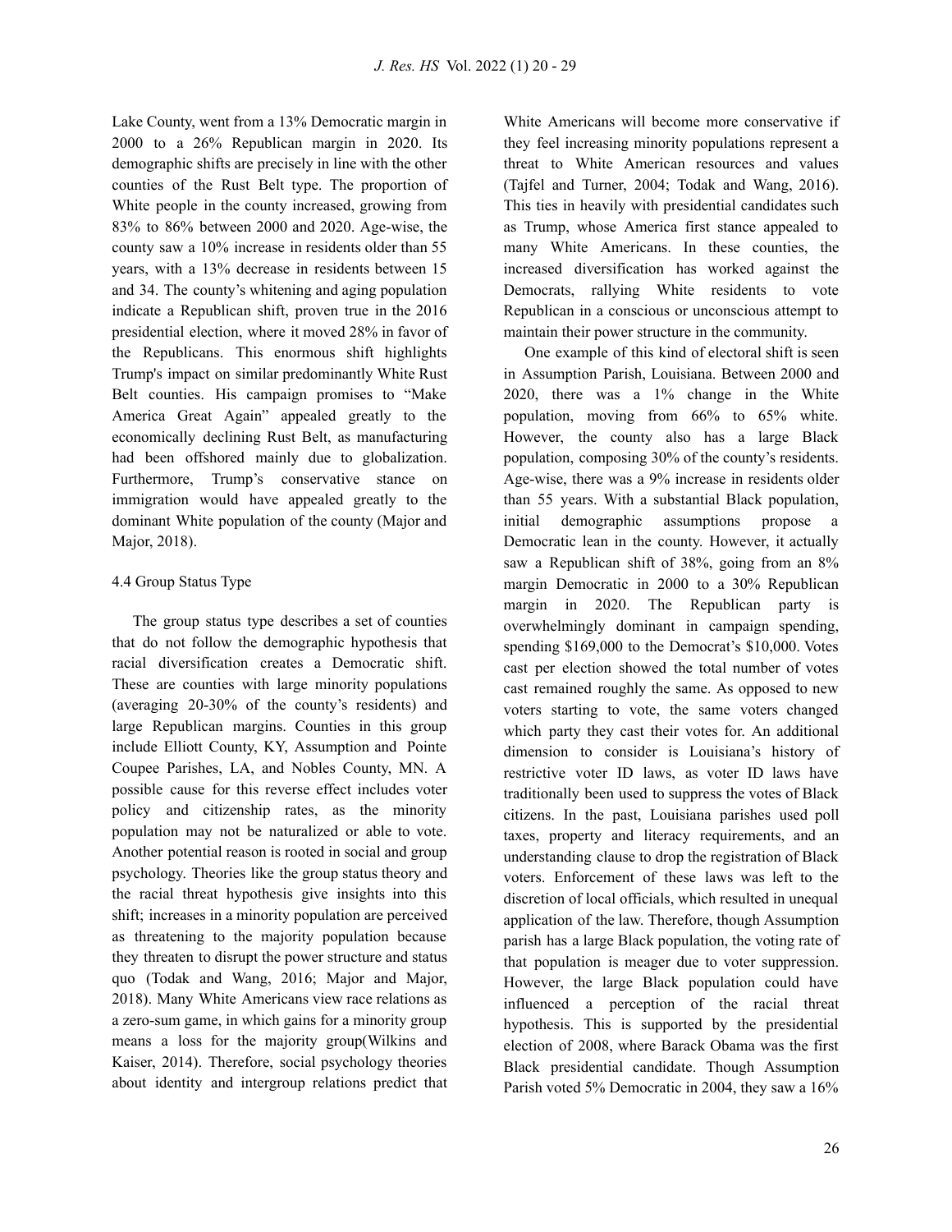Lake County, went from a 13% Democratic margin in 2000 to a 26% Republican margin in 2020. Its demographic shifts are precisely in line with the other counties of the Rust Belt type. The proportion of White people in the county increased, growing from 83% to 86% between 2000 and 2020. Age-wise, the county saw a 10% increase in residents older than 55 years, with a 13% decrease in residents between 15 and 34. The county's whitening and aging population indicate a Republican shift, proven true in the 2016 presidential election, where it moved 28% in favor of the Republicans. This enormous shift highlights Trump's impact on similar predominantly White Rust Belt counties. His campaign promises to "Make America Great Again" appealed greatly to the economically declining Rust Belt, as manufacturing had been offshored mainly due to globalization. Furthermore, Trump's conservative stance on immigration would have appealed greatly to the dominant White population of the county (Major and Major, 2018).

### 4.4 Group Status Type

The group status type describes a set of counties that do not follow the demographic hypothesis that racial diversification creates a Democratic shift. These are counties with large minority populations (averaging 20-30% of the county's residents) and large Republican margins. Counties in this group include Elliott County, KY, Assumption and Pointe Coupee Parishes, LA, and Nobles County, MN. A possible cause for this reverse effect includes voter policy and citizenship rates, as the minority population may not be naturalized or able to vote. Another potential reason is rooted in social and group psychology. Theories like the group status theory and the racial threat hypothesis give insights into this shift; increases in a minority population are perceived as threatening to the majority population because they threaten to disrupt the power structure and status quo (Todak and Wang, 2016; Major and Major, 2018). Many White Americans view race relations as a zero-sum game, in which gains for a minority group means a loss for the majority group(Wilkins and Kaiser, 2014). Therefore, social psychology theories about identity and intergroup relations predict that White Americans will become more conservative if they feel increasing minority populations represent a threat to White American resources and values (Tajfel and Turner, 2004; Todak and Wang, 2016). This ties in heavily with presidential candidates such as Trump, whose America first stance appealed to many White Americans. In these counties, the increased diversification has worked against the Democrats, rallying White residents to vote Republican in a conscious or unconscious attempt to maintain their power structure in the community.

One example of this kind of electoral shift is seen in Assumption Parish, Louisiana. Between 2000 and 2020, there was a 1% change in the White population, moving from 66% to 65% white. However, the county also has a large Black population, composing 30% of the county's residents. Age-wise, there was a 9% increase in residents older than 55 years. With a substantial Black population, initial demographic assumptions propose a Democratic lean in the county. However, it actually saw a Republican shift of 38%, going from an 8% margin Democratic in 2000 to a 30% Republican margin in 2020. The Republican party is overwhelmingly dominant in campaign spending, spending $169,000 to the Democrat's $10,000. Votes cast per election showed the total number of votes cast remained roughly the same. As opposed to new voters starting to vote, the same voters changed which party they cast their votes for. An additional dimension to consider is Louisiana's history of restrictive voter ID laws, as voter ID laws have traditionally been used to suppress the votes of Black citizens. In the past, Louisiana parishes used poll taxes, property and literacy requirements, and an understanding clause to drop the registration of Black voters. Enforcement of these laws was left to the discretion of local officials, which resulted in unequal application of the law. Therefore, though Assumption parish has a large Black population, the voting rate of that population is meager due to voter suppression. However, the large Black population could have influenced a perception of the racial threat hypothesis. This is supported by the presidential election of 2008, where Barack Obama was the first Black presidential candidate. Though Assumption Parish voted 5% Democratic in 2004, they saw a 16%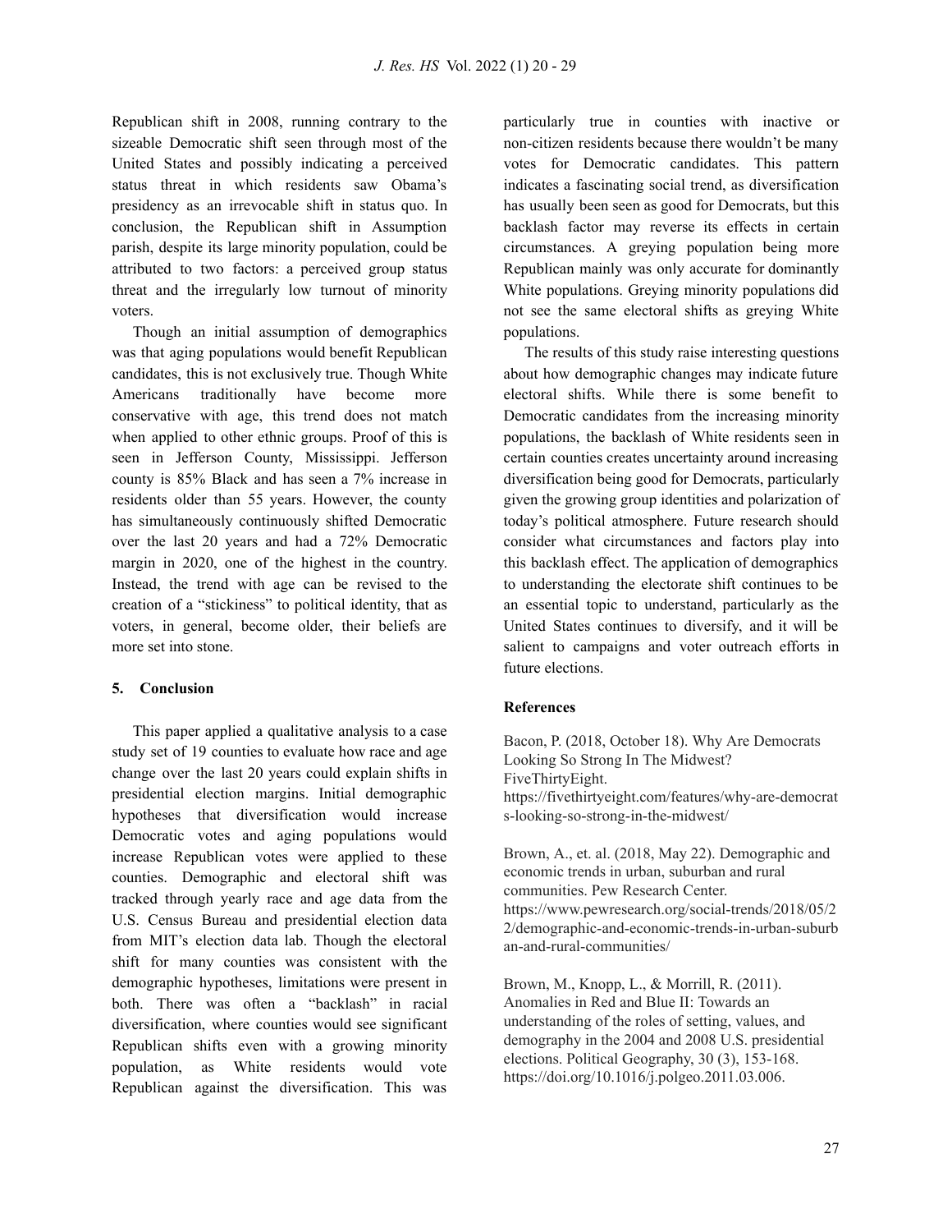Republican shift in 2008, running contrary to the sizeable Democratic shift seen through most of the United States and possibly indicating a perceived status threat in which residents saw Obama's presidency as an irrevocable shift in status quo. In conclusion, the Republican shift in Assumption parish, despite its large minority population, could be attributed to two factors: a perceived group status threat and the irregularly low turnout of minority voters.

Though an initial assumption of demographics was that aging populations would benefit Republican candidates, this is not exclusively true. Though White Americans traditionally have become more conservative with age, this trend does not match when applied to other ethnic groups. Proof of this is seen in Jefferson County, Mississippi. Jefferson county is 85% Black and has seen a 7% increase in residents older than 55 years. However, the county has simultaneously continuously shifted Democratic over the last 20 years and had a 72% Democratic margin in 2020, one of the highest in the country. Instead, the trend with age can be revised to the creation of a "stickiness" to political identity, that as voters, in general, become older, their beliefs are more set into stone.

## 5. Conclusion

This paper applied a qualitative analysis to a case study set of 19 counties to evaluate how race and age change over the last 20 years could explain shifts in presidential election margins. Initial demographic hypotheses that diversification would increase Democratic votes and aging populations would increase Republican votes were applied to these counties. Demographic and electoral shift was tracked through yearly race and age data from the U.S. Census Bureau and presidential election data from MIT's election data lab. Though the electoral shift for many counties was consistent with the demographic hypotheses, limitations were present in both. There was often a "backlash" in racial diversification, where counties would see significant Republican shifts even with a growing minority population, as White residents would vote Republican against the diversification. This was particularly true in counties with inactive or non-citizen residents because there wouldn't be many votes for Democratic candidates. This pattern indicates a fascinating social trend, as diversification has usually been seen as good for Democrats, but this backlash factor may reverse its effects in certain circumstances. A greying population being more Republican mainly was only accurate for dominantly White populations. Greying minority populations did not see the same electoral shifts as greying White populations.

The results of this study raise interesting questions about how demographic changes may indicate future electoral shifts. While there is some benefit to Democratic candidates from the increasing minority populations, the backlash of White residents seen in certain counties creates uncertainty around increasing diversification being good for Democrats, particularly given the growing group identities and polarization of today's political atmosphere. Future research should consider what circumstances and factors play into this backlash effect. The application of demographics to understanding the electorate shift continues to be an essential topic to understand, particularly as the United States continues to diversify, and it will be salient to campaigns and voter outreach efforts in future elections.

## References

Bacon, P. (2018, October 18). Why Are Democrats Looking So Strong In The Midwest? FiveThirtyEight. https://fivethirtyeight.com/features/why-are-democrats-looking-so-strong-in-the-midwest/

Brown, A., et. al. (2018, May 22). Demographic and economic trends in urban, suburban and rural communities. Pew Research Center. https://www.pewresearch.org/social-trends/2018/05/22/demographic-and-economic-trends-in-urban-suburban-and-rural-communities/

Brown, M., Knopp, L., & Morrill, R. (2011). Anomalies in Red and Blue II: Towards an understanding of the roles of setting, values, and demography in the 2004 and 2008 U.S. presidential elections. Political Geography, 30 (3), 153-168. https://doi.org/10.1016/j.polgeo.2011.03.006.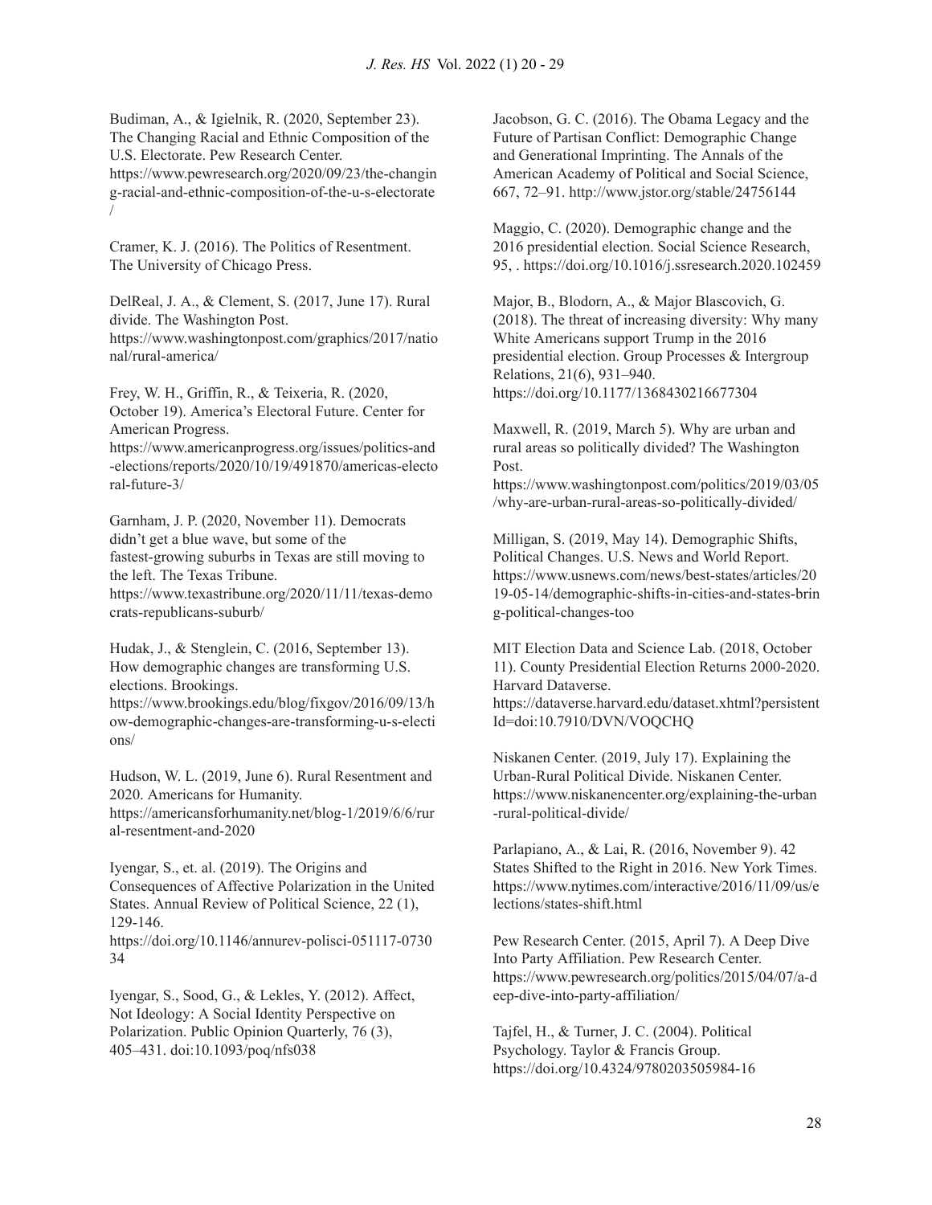Budiman, A., & Igielnik, R. (2020, September 23). The Changing Racial and Ethnic Composition of the U.S. Electorate. Pew Research Center. https://www.pewresearch.org/2020/09/23/the-changing-racial-and-ethnic-composition-of-the-u-s-electorate/

Cramer, K. J. (2016). The Politics of Resentment. The University of Chicago Press.

DelReal, J. A., & Clement, S. (2017, June 17). Rural divide. The Washington Post. https://www.washingtonpost.com/graphics/2017/national/rural-america/

Frey, W. H., Griffin, R., & Teixeria, R. (2020, October 19). America's Electoral Future. Center for American Progress. https://www.americanprogress.org/issues/politics-and-elections/reports/2020/10/19/491870/americas-electoral-future-3/

Garnham, J. P. (2020, November 11). Democrats didn't get a blue wave, but some of the fastest-growing suburbs in Texas are still moving to the left. The Texas Tribune. https://www.texastribune.org/2020/11/11/texas-democrats-republicans-suburb/

Hudak, J., & Stenglein, C. (2016, September 13). How demographic changes are transforming U.S. elections. Brookings. https://www.brookings.edu/blog/fixgov/2016/09/13/how-demographic-changes-are-transforming-u-s-elections/

Hudson, W. L. (2019, June 6). Rural Resentment and 2020. Americans for Humanity. https://americansforhumanity.net/blog-1/2019/6/6/rural-resentment-and-2020

Iyengar, S., et. al. (2019). The Origins and Consequences of Affective Polarization in the United States. Annual Review of Political Science, 22 (1), 129-146. https://doi.org/10.1146/annurev-polisci-051117-073034

Iyengar, S., Sood, G., & Lekles, Y. (2012). Affect, Not Ideology: A Social Identity Perspective on Polarization. Public Opinion Quarterly, 76 (3), 405–431. doi:10.1093/poq/nfs038

Jacobson, G. C. (2016). The Obama Legacy and the Future of Partisan Conflict: Demographic Change and Generational Imprinting. The Annals of the American Academy of Political and Social Science, 667, 72–91. http://www.jstor.org/stable/24756144

Maggio, C. (2020). Demographic change and the 2016 presidential election. Social Science Research, 95, . https://doi.org/10.1016/j.ssresearch.2020.102459

Major, B., Blodorn, A., & Major Blascovich, G. (2018). The threat of increasing diversity: Why many White Americans support Trump in the 2016 presidential election. Group Processes & Intergroup Relations, 21(6), 931–940. https://doi.org/10.1177/1368430216677304

Maxwell, R. (2019, March 5). Why are urban and rural areas so politically divided? The Washington Post. https://www.washingtonpost.com/politics/2019/03/05/why-are-urban-rural-areas-so-politically-divided/

Milligan, S. (2019, May 14). Demographic Shifts, Political Changes. U.S. News and World Report. https://www.usnews.com/news/best-states/articles/2019-05-14/demographic-shifts-in-cities-and-states-bring-political-changes-too

MIT Election Data and Science Lab. (2018, October 11). County Presidential Election Returns 2000-2020. Harvard Dataverse. https://dataverse.harvard.edu/dataset.xhtml?persistentId=doi:10.7910/DVN/VOQCHQ

Niskanen Center. (2019, July 17). Explaining the Urban-Rural Political Divide. Niskanen Center. https://www.niskanencenter.org/explaining-the-urban-rural-political-divide/

Parlapiano, A., & Lai, R. (2016, November 9). 42 States Shifted to the Right in 2016. New York Times. https://www.nytimes.com/interactive/2016/11/09/us/elections/states-shift.html

Pew Research Center. (2015, April 7). A Deep Dive Into Party Affiliation. Pew Research Center. https://www.pewresearch.org/politics/2015/04/07/a-deep-dive-into-party-affiliation/

Tajfel, H., & Turner, J. C. (2004). Political Psychology. Taylor & Francis Group. https://doi.org/10.4324/9780203505984-16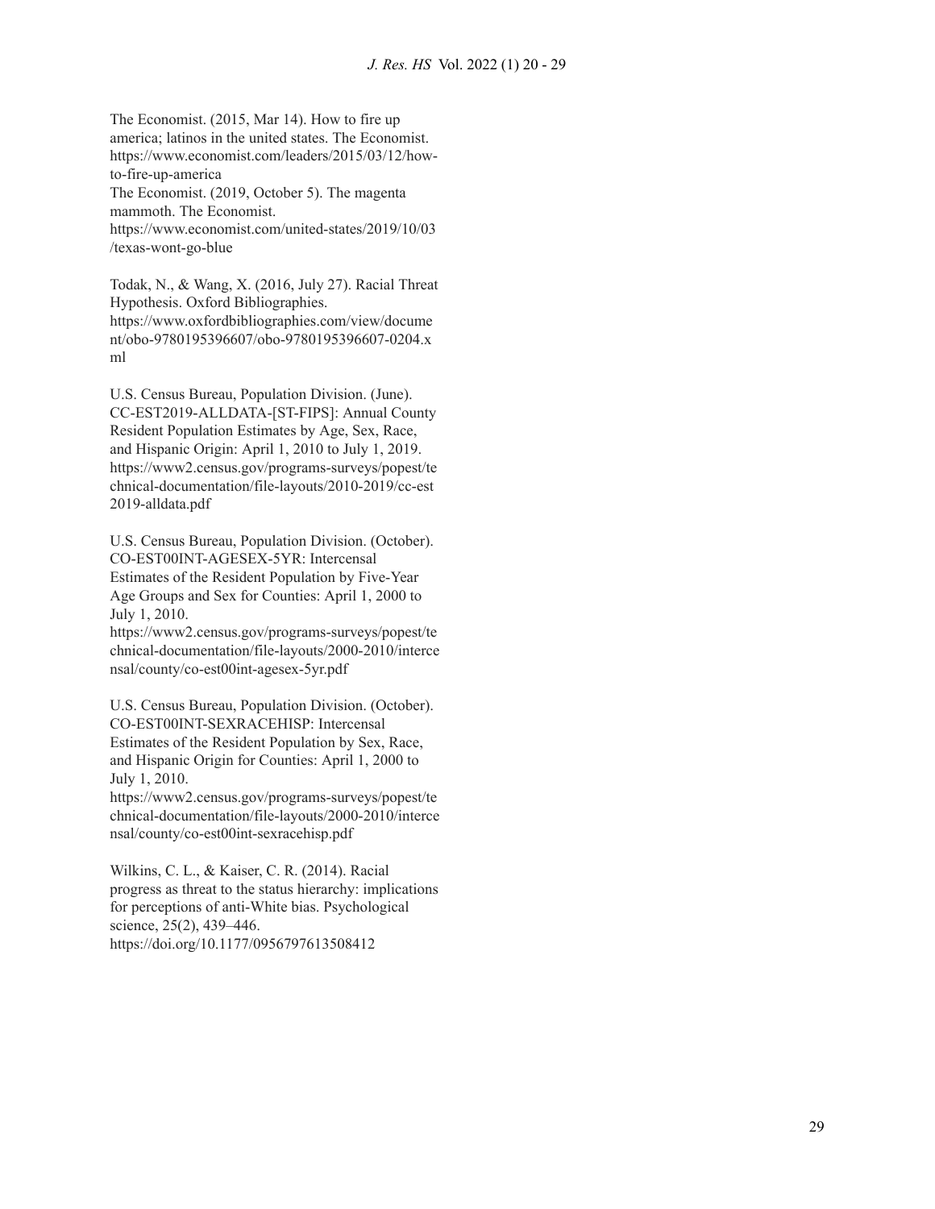The Economist. (2015, Mar 14). How to fire up america; latinos in the united states. The Economist. https://www.economist.com/leaders/2015/03/12/how-to-fire-up-america
The Economist. (2019, October 5). The magenta mammoth. The Economist. https://www.economist.com/united-states/2019/10/03/texas-wont-go-blue

Todak, N., & Wang, X. (2016, July 27). Racial Threat Hypothesis. Oxford Bibliographies. https://www.oxfordbibliographies.com/view/document/obo-9780195396607/obo-9780195396607-0204.xml

U.S. Census Bureau, Population Division. (June). CC-EST2019-ALLDATA-[ST-FIPS]: Annual County Resident Population Estimates by Age, Sex, Race, and Hispanic Origin: April 1, 2010 to July 1, 2019. https://www2.census.gov/programs-surveys/popest/technical-documentation/file-layouts/2010-2019/cc-est2019-alldata.pdf

U.S. Census Bureau, Population Division. (October). CO-EST00INT-AGESEX-5YR: Intercensal Estimates of the Resident Population by Five-Year Age Groups and Sex for Counties: April 1, 2000 to July 1, 2010. https://www2.census.gov/programs-surveys/popest/technical-documentation/file-layouts/2000-2010/intercensal/county/co-est00int-agesex-5yr.pdf

U.S. Census Bureau, Population Division. (October). CO-EST00INT-SEXRACEHISP: Intercensal Estimates of the Resident Population by Sex, Race, and Hispanic Origin for Counties: April 1, 2000 to July 1, 2010. https://www2.census.gov/programs-surveys/popest/technical-documentation/file-layouts/2000-2010/intercensal/county/co-est00int-sexracehisp.pdf

Wilkins, C. L., & Kaiser, C. R. (2014). Racial progress as threat to the status hierarchy: implications for perceptions of anti-White bias. Psychological science, 25(2), 439–446. https://doi.org/10.1177/0956797613508412